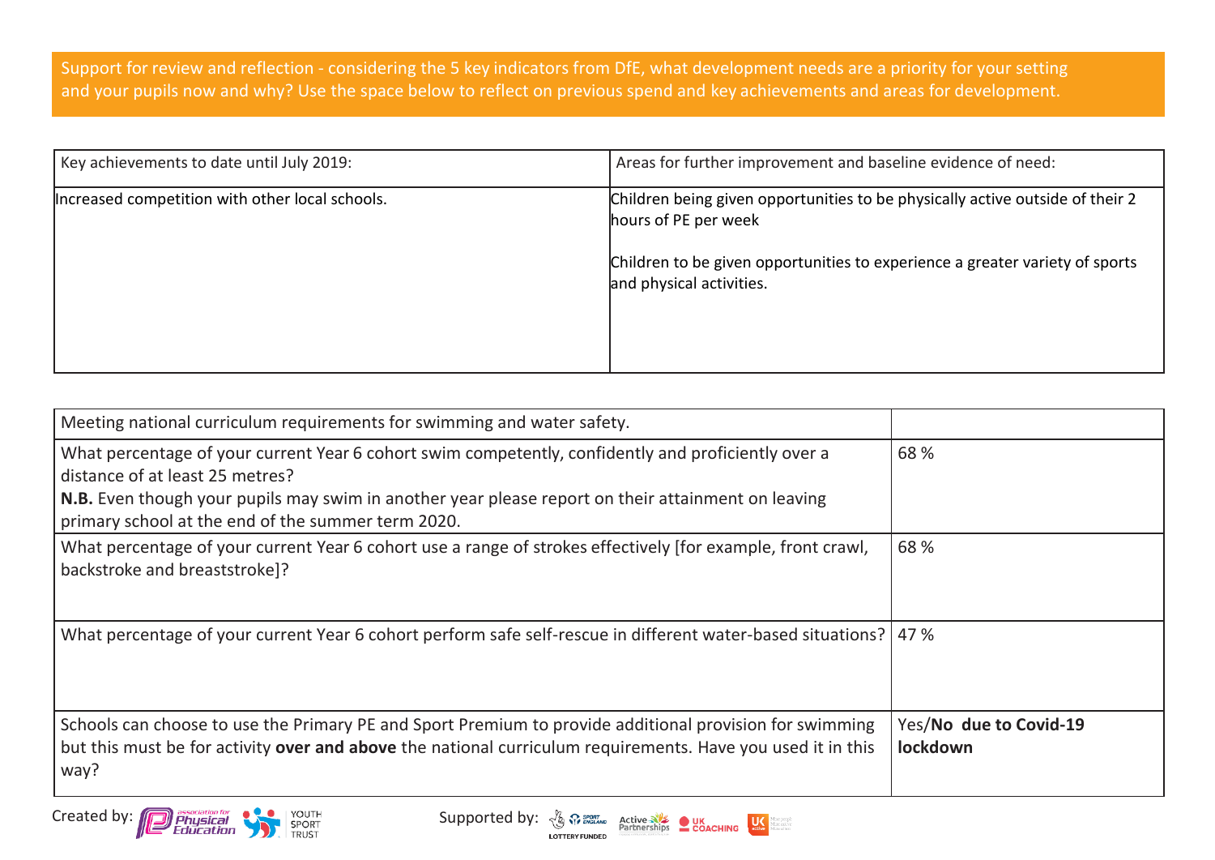Support for review and reflection - considering the 5 key indicators from DfE, what development needs are a priority for your setting and your pupils now and why? Use the space below to reflect on previous spend and key achievements and areas for development.

| Key achievements to date until July 2019: | Areas for further improvement and baseline evidence of need: |
|---|---|
| Increased competition with other local schools. | Children being given opportunities to be physically active outside of their 2 hours of PE per week<br><br>Children to be given opportunities to experience a greater variety of sports and physical activities. |

| Meeting national curriculum requirements for swimming and water safety. | |
|---|---|
| What percentage of your current Year 6 cohort swim competently, confidently and proficiently over a distance of at least 25 metres?<br>**N.B.** Even though your pupils may swim in another year please report on their attainment on leaving primary school at the end of the summer term 2020. | 68 % |
| What percentage of your current Year 6 cohort use a range of strokes effectively [for example, front crawl, backstroke and breaststroke]? | 68 % |
| What percentage of your current Year 6 cohort perform safe self-rescue in different water-based situations? | 47 % |
| Schools can choose to use the Primary PE and Sport Premium to provide additional provision for swimming but this must be for activity **over and above** the national curriculum requirements. Have you used it in this way? | Yes/**No due to Covid-19 lockdown** |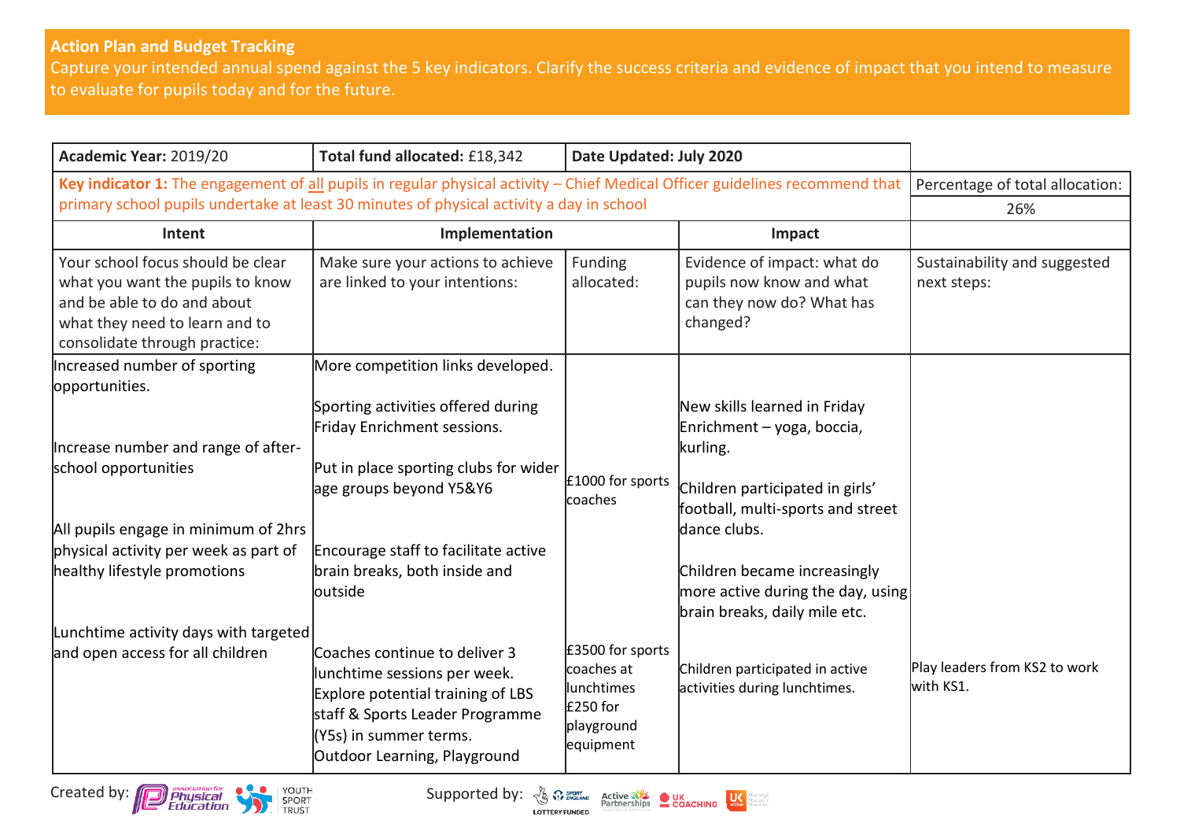**Action Plan and Budget Tracking**
Capture your intended annual spend against the 5 key indicators. Clarify the success criteria and evidence of impact that you intend to measure to evaluate for pupils today and for the future.

| Academic Year: 2019/20 | Total fund allocated: £18,342 | Date Updated: July 2020 | | |
|---|---|---|---|---|
| **Key indicator 1:** The engagement of all pupils in regular physical activity – Chief Medical Officer guidelines recommend that primary school pupils undertake at least 30 minutes of physical activity a day in school | | | | Percentage of total allocation: 26% |
| **Intent** | **Implementation** | | **Impact** | |
| Your school focus should be clear what you want the pupils to know and be able to do and about what they need to learn and to consolidate through practice: | Make sure your actions to achieve are linked to your intentions: | Funding allocated: | Evidence of impact: what do pupils now know and what can they now do? What has changed? | Sustainability and suggested next steps: |
| Increased number of sporting opportunities.<br><br>Increase number and range of after-school opportunities<br><br>All pupils engage in minimum of 2hrs physical activity per week as part of healthy lifestyle promotions<br><br>Lunchtime activity days with targeted and open access for all children | More competition links developed.<br><br>Sporting activities offered during Friday Enrichment sessions.<br><br>Put in place sporting clubs for wider age groups beyond Y5&Y6<br><br>Encourage staff to facilitate active brain breaks, both inside and outside<br><br>Coaches continue to deliver 3 lunchtime sessions per week.<br>Explore potential training of LBS staff & Sports Leader Programme (Y5s) in summer terms.<br>Outdoor Learning, Playground | £1000 for sports coaches<br><br>£3500 for sports coaches at lunchtimes<br>£250 for playground equipment | New skills learned in Friday Enrichment – yoga, boccia, kurling.<br><br>Children participated in girls' football, multi-sports and street dance clubs.<br><br>Children became increasingly more active during the day, using brain breaks, daily mile etc.<br><br>Children participated in active activities during lunchtimes. | Play leaders from KS2 to work with KS1. |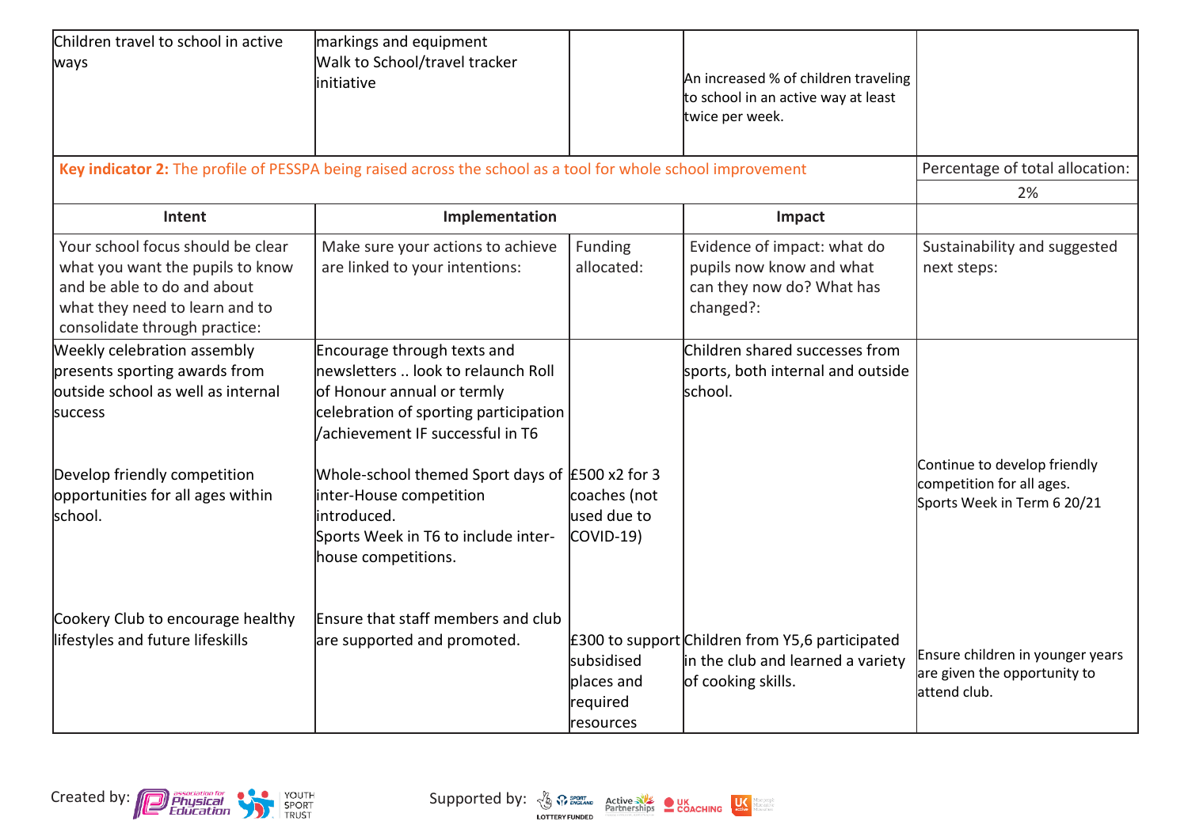| | | | | |
|---|---|---|---|---|
| Children travel to school in active ways | markings and equipment<br>Walk to School/travel tracker initiative | | An increased % of children traveling to school in an active way at least twice per week. | |

| **Key indicator 2:** The profile of PESSPA being raised across the school as a tool for whole school improvement | | | | Percentage of total allocation: |
|---|---|---|---|---|
| | | | | 2% |
| **Intent** | **Implementation** | | **Impact** | |
| Your school focus should be clear what you want the pupils to know and be able to do and about what they need to learn and to consolidate through practice: | Make sure your actions to achieve are linked to your intentions: | Funding allocated: | Evidence of impact: what do pupils now know and what can they now do? What has changed?: | Sustainability and suggested next steps: |
| Weekly celebration assembly presents sporting awards from outside school as well as internal success<br><br>Develop friendly competition opportunities for all ages within school. | Encourage through texts and newsletters .. look to relaunch Roll of Honour annual or termly celebration of sporting participation /achievement IF successful in T6<br><br>Whole-school themed Sport days of inter-House competition introduced.<br>Sports Week in T6 to include inter-house competitions. | £500 x2 for 3 coaches (not used due to COVID-19) | Children shared successes from sports, both internal and outside school. | Continue to develop friendly competition for all ages.<br>Sports Week in Term 6 20/21 |
| Cookery Club to encourage healthy lifestyles and future lifeskills | Ensure that staff members and club are supported and promoted. | £300 to support subsidised places and required resources | Children from Y5,6 participated in the club and learned a variety of cooking skills. | Ensure children in younger years are given the opportunity to attend club. |

Created by: Association for Physical Education, Youth Sport Trust

Supported by: Sport England (Lottery Funded), Active Partnerships, UK Coaching, UK Active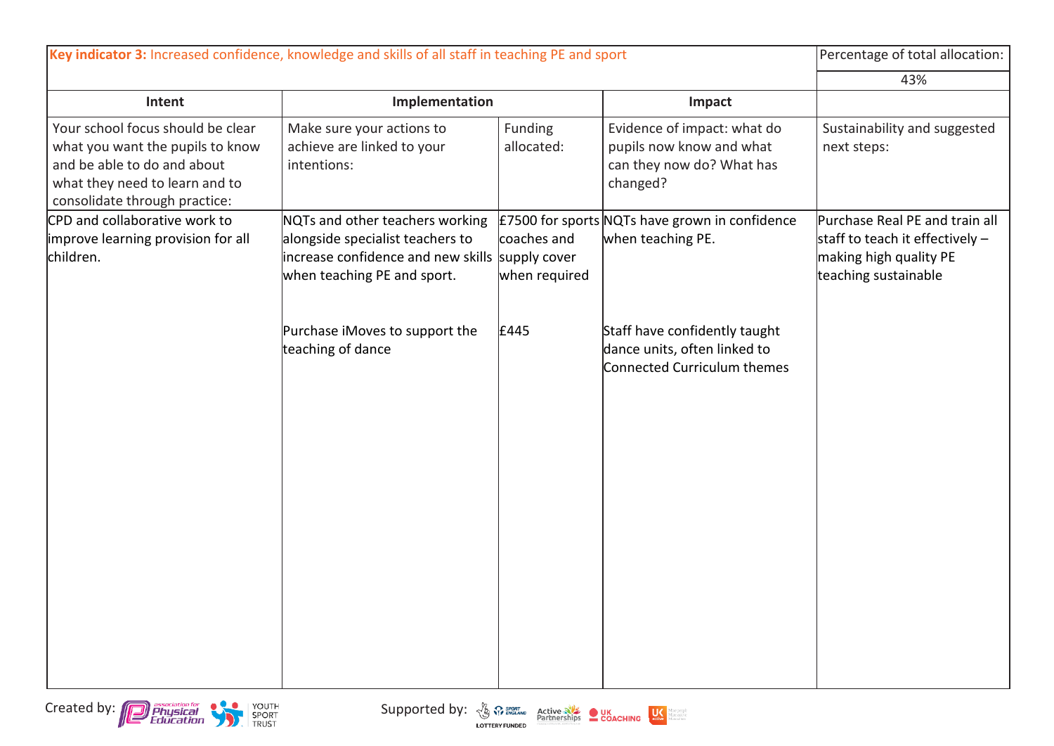| **Key indicator 3:** Increased confidence, knowledge and skills of all staff in teaching PE and sport | | | | Percentage of total allocation: |
|---|---|---|---|---|
| | | | | 43% |
| **Intent** | **Implementation** | | **Impact** | |
| Your school focus should be clear what you want the pupils to know and be able to do and about what they need to learn and to consolidate through practice: | Make sure your actions to achieve are linked to your intentions: | Funding allocated: | Evidence of impact: what do pupils now know and what can they now do? What has changed? | Sustainability and suggested next steps: |
| CPD and collaborative work to improve learning provision for all children. | NQTs and other teachers working alongside specialist teachers to increase confidence and new skills when teaching PE and sport. | £7500 for sports coaches and supply cover when required | NQTs have grown in confidence when teaching PE. | Purchase Real PE and train all staff to teach it effectively – making high quality PE teaching sustainable |
| | Purchase iMoves to support the teaching of dance | £445 | Staff have confidently taught dance units, often linked to Connected Curriculum themes | |

Created by: Association for Physical Education, Youth Sport Trust

Supported by: Sport England (Lottery Funded), Active Partnerships, UK Coaching, UK Active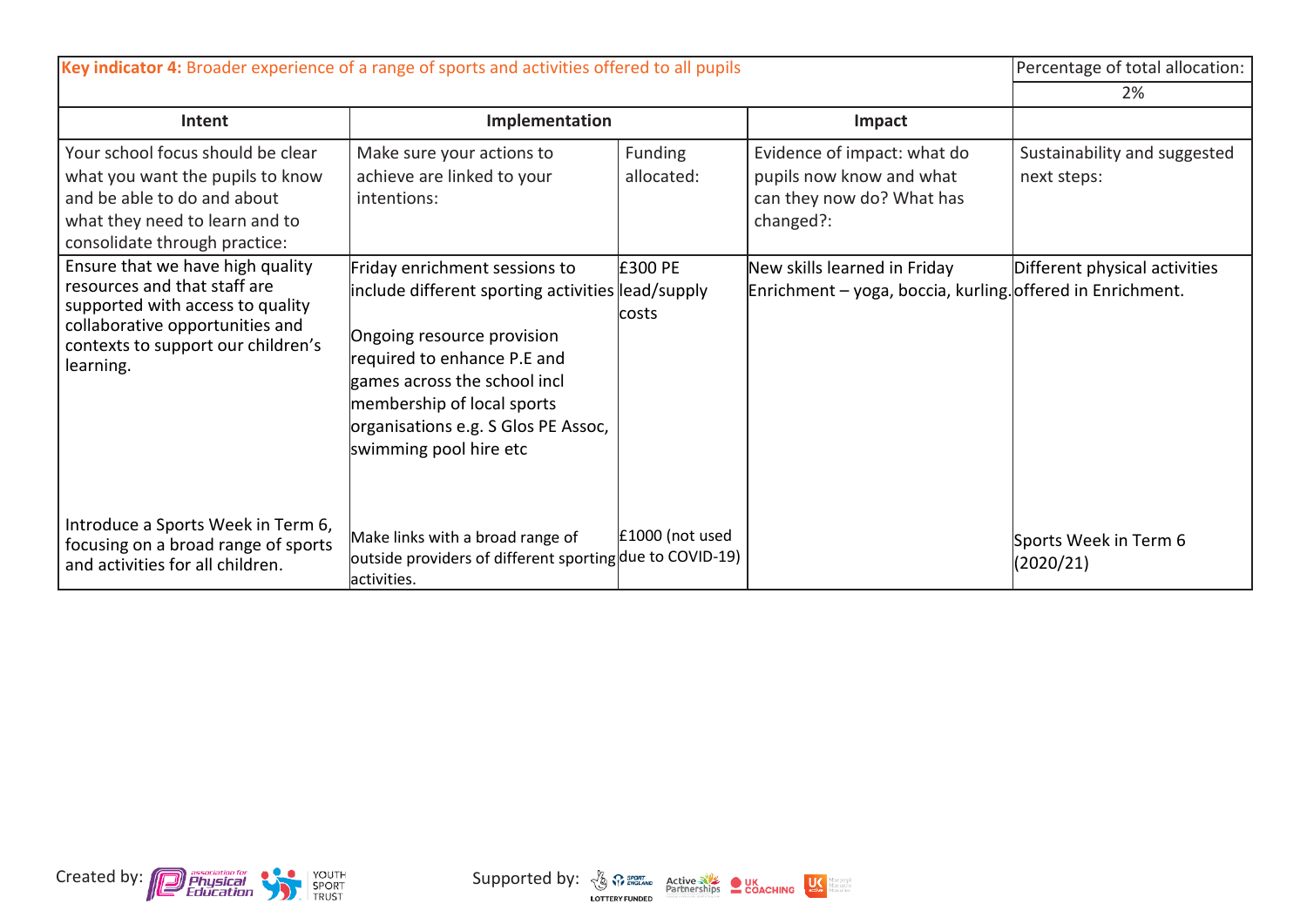| Key indicator 4: Broader experience of a range of sports and activities offered to all pupils | | | | Percentage of total allocation: |
|---|---|---|---|---|
| | | | | 2% |
| Intent | Implementation | | Impact | |
| Your school focus should be clear what you want the pupils to know and be able to do and about what they need to learn and to consolidate through practice: | Make sure your actions to achieve are linked to your intentions: | Funding allocated: | Evidence of impact: what do pupils now know and what can they now do? What has changed?: | Sustainability and suggested next steps: |
| Ensure that we have high quality resources and that staff are supported with access to quality collaborative opportunities and contexts to support our children's learning. | Friday enrichment sessions to include different sporting activities<br><br>Ongoing resource provision required to enhance P.E and games across the school incl membership of local sports organisations e.g. S Glos PE Assoc, swimming pool hire etc | £300 PE lead/supply costs | New skills learned in Friday Enrichment – yoga, boccia, kurling. | Different physical activities offered in Enrichment. |
| Introduce a Sports Week in Term 6, focusing on a broad range of sports and activities for all children. | Make links with a broad range of outside providers of different sporting activities. | £1000 (not used due to COVID-19) | | Sports Week in Term 6 (2020/21) |

Created by: association for Physical Education, Youth Sport Trust

Supported by: Sport England (Lottery Funded), Active Partnerships, UK Coaching, UK Active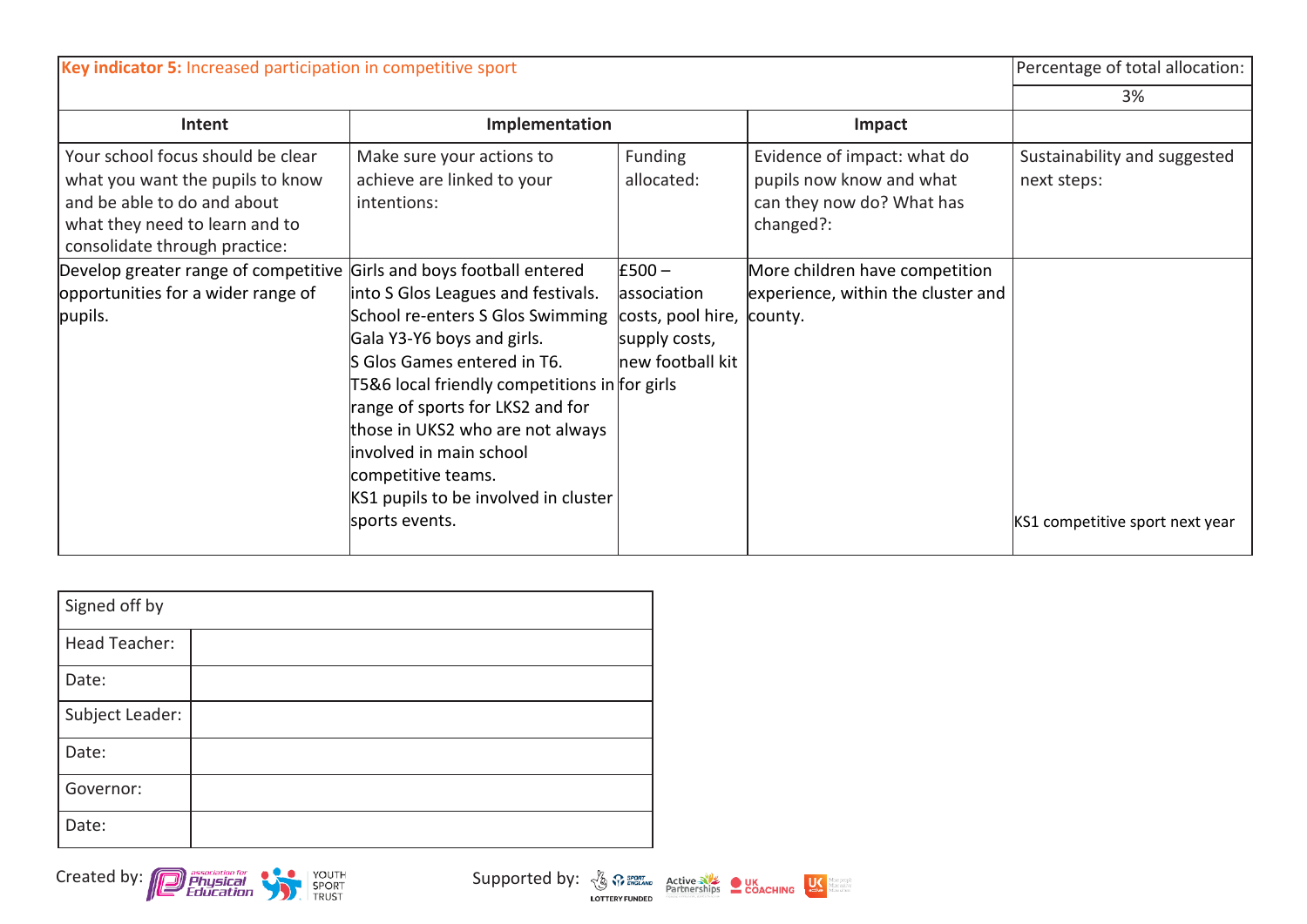| **Key indicator 5:** Increased participation in competitive sport | | | | Percentage of total allocation: |
|---|---|---|---|---|
| | | | | 3% |
| **Intent** | **Implementation** | | **Impact** | |
| Your school focus should be clear what you want the pupils to know and be able to do and about what they need to learn and to consolidate through practice: | Make sure your actions to achieve are linked to your intentions: | Funding allocated: | Evidence of impact: what do pupils now know and what can they now do? What has changed?: | Sustainability and suggested next steps: |
| Develop greater range of competitive opportunities for a wider range of pupils. | Girls and boys football entered into S Glos Leagues and festivals.<br>School re-enters S Glos Swimming Gala Y3-Y6 boys and girls.<br>S Glos Games entered in T6.<br>T5&6 local friendly competitions in range of sports for LKS2 and for those in UKS2 who are not always involved in main school competitive teams.<br>KS1 pupils to be involved in cluster sports events. | £500 – association costs, pool hire, supply costs, new football kit for girls | More children have competition experience, within the cluster and county. | KS1 competitive sport next year |

| Signed off by | |
|---|---|
| Head Teacher: | |
| Date: | |
| Subject Leader: | |
| Date: | |
| Governor: | |
| Date: | |

Created by: association for Physical Education, Youth Sport Trust

Supported by: Sport England Lottery Funded, Active Partnerships, UK Coaching, UK Active